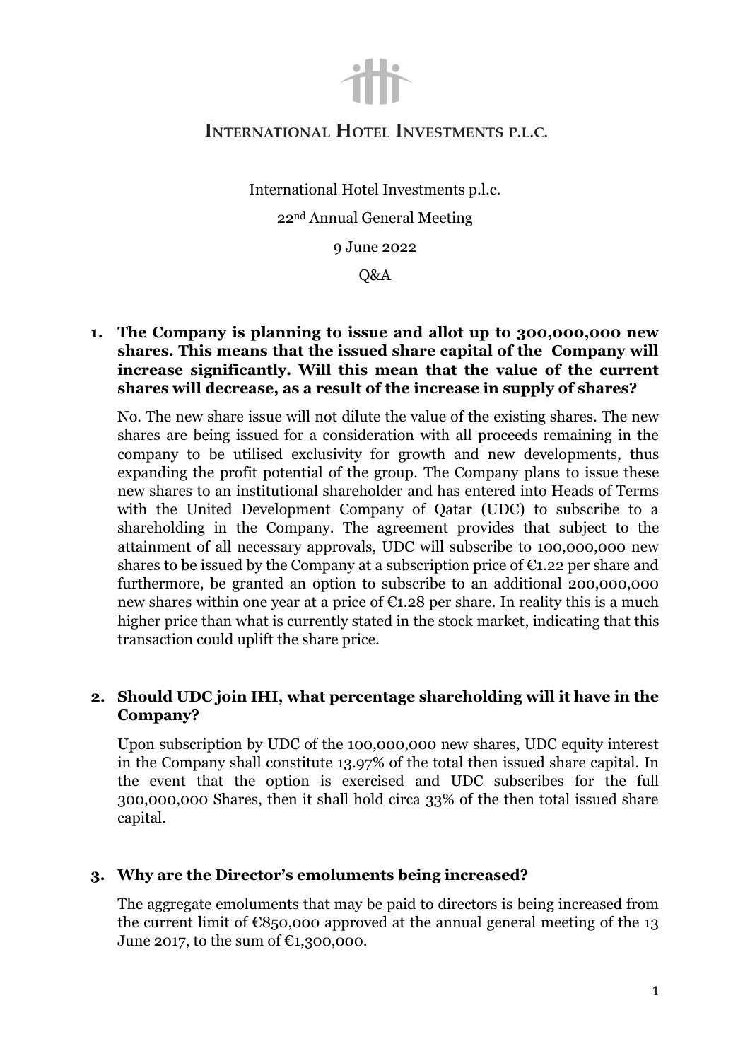# International Hotel Investments p.l.c.

International Hotel Investments p.l.c.

22nd Annual General Meeting

9 June 2022

Q&A

**1. The Company is planning to issue and allot up to 300,000,000 new shares. This means that the issued share capital of the Company will increase significantly. Will this mean that the value of the current shares will decrease, as a result of the increase in supply of shares?**

No. The new share issue will not dilute the value of the existing shares. The new shares are being issued for a consideration with all proceeds remaining in the company to be utilised exclusivity for growth and new developments, thus expanding the profit potential of the group. The Company plans to issue these new shares to an institutional shareholder and has entered into Heads of Terms with the United Development Company of Qatar (UDC) to subscribe to a shareholding in the Company. The agreement provides that subject to the attainment of all necessary approvals, UDC will subscribe to 100,000,000 new shares to be issued by the Company at a subscription price of €1.22 per share and furthermore, be granted an option to subscribe to an additional 200,000,000 new shares within one year at a price of €1.28 per share. In reality this is a much higher price than what is currently stated in the stock market, indicating that this transaction could uplift the share price.

**2. Should UDC join IHI, what percentage shareholding will it have in the Company?**

Upon subscription by UDC of the 100,000,000 new shares, UDC equity interest in the Company shall constitute 13.97% of the total then issued share capital. In the event that the option is exercised and UDC subscribes for the full 300,000,000 Shares, then it shall hold circa 33% of the then total issued share capital.

**3. Why are the Director's emoluments being increased?**

The aggregate emoluments that may be paid to directors is being increased from the current limit of €850,000 approved at the annual general meeting of the 13 June 2017, to the sum of €1,300,000.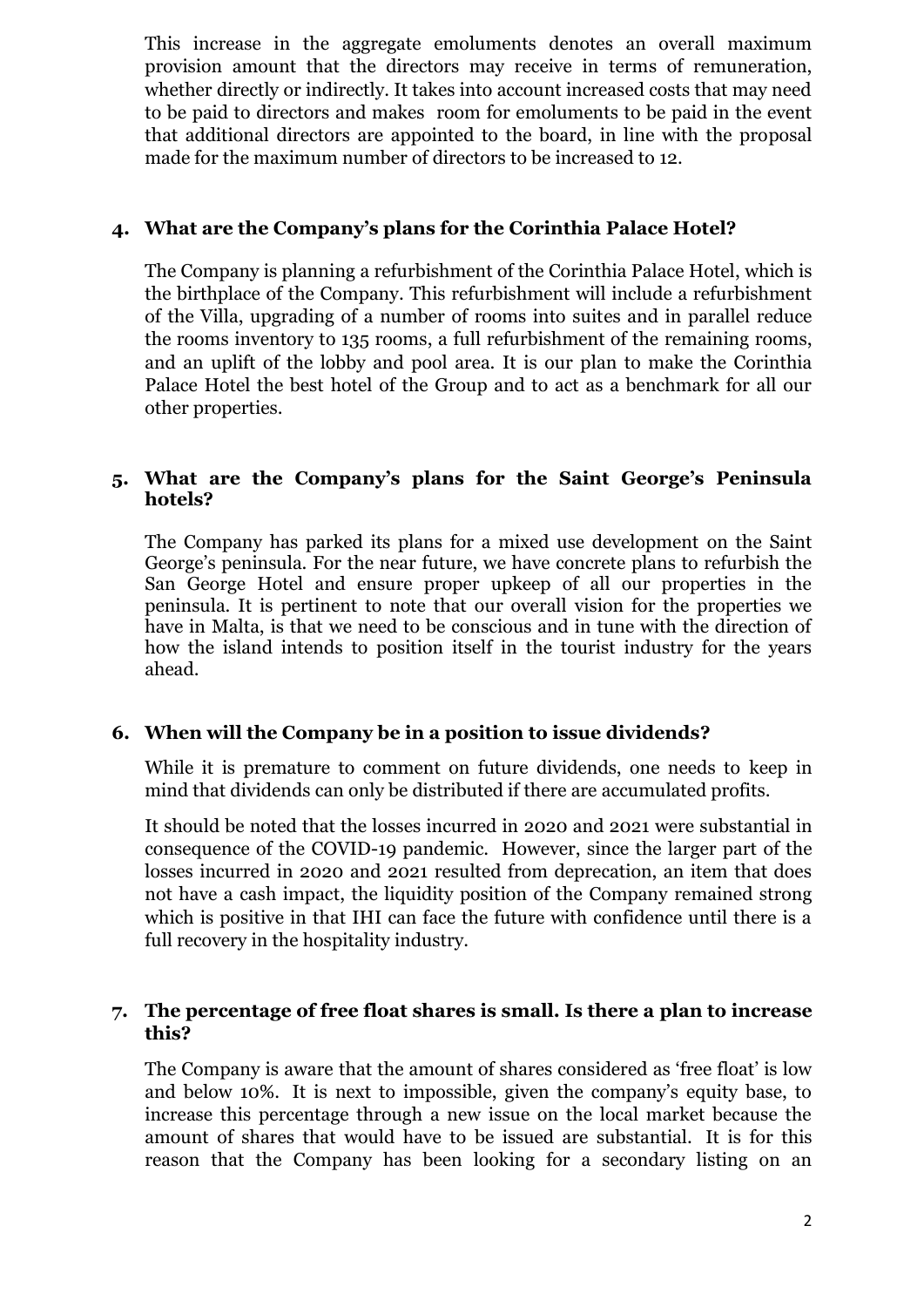This increase in the aggregate emoluments denotes an overall maximum provision amount that the directors may receive in terms of remuneration, whether directly or indirectly. It takes into account increased costs that may need to be paid to directors and makes room for emoluments to be paid in the event that additional directors are appointed to the board, in line with the proposal made for the maximum number of directors to be increased to 12.

**4. What are the Company's plans for the Corinthia Palace Hotel?**

The Company is planning a refurbishment of the Corinthia Palace Hotel, which is the birthplace of the Company. This refurbishment will include a refurbishment of the Villa, upgrading of a number of rooms into suites and in parallel reduce the rooms inventory to 135 rooms, a full refurbishment of the remaining rooms, and an uplift of the lobby and pool area. It is our plan to make the Corinthia Palace Hotel the best hotel of the Group and to act as a benchmark for all our other properties.

**5. What are the Company's plans for the Saint George's Peninsula hotels?**

The Company has parked its plans for a mixed use development on the Saint George's peninsula. For the near future, we have concrete plans to refurbish the San George Hotel and ensure proper upkeep of all our properties in the peninsula. It is pertinent to note that our overall vision for the properties we have in Malta, is that we need to be conscious and in tune with the direction of how the island intends to position itself in the tourist industry for the years ahead.

**6. When will the Company be in a position to issue dividends?**

While it is premature to comment on future dividends, one needs to keep in mind that dividends can only be distributed if there are accumulated profits.

It should be noted that the losses incurred in 2020 and 2021 were substantial in consequence of the COVID-19 pandemic. However, since the larger part of the losses incurred in 2020 and 2021 resulted from deprecation, an item that does not have a cash impact, the liquidity position of the Company remained strong which is positive in that IHI can face the future with confidence until there is a full recovery in the hospitality industry.

**7. The percentage of free float shares is small. Is there a plan to increase this?**

The Company is aware that the amount of shares considered as 'free float' is low and below 10%. It is next to impossible, given the company's equity base, to increase this percentage through a new issue on the local market because the amount of shares that would have to be issued are substantial. It is for this reason that the Company has been looking for a secondary listing on an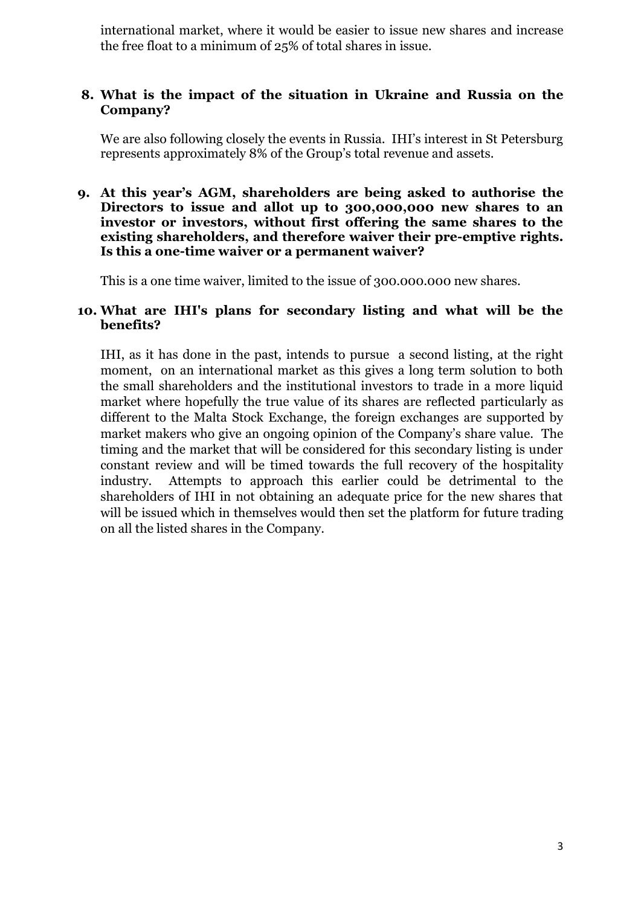international market, where it would be easier to issue new shares and increase the free float to a minimum of 25% of total shares in issue.

**8. What is the impact of the situation in Ukraine and Russia on the Company?**

We are also following closely the events in Russia. IHI's interest in St Petersburg represents approximately 8% of the Group's total revenue and assets.

**9. At this year's AGM, shareholders are being asked to authorise the Directors to issue and allot up to 300,000,000 new shares to an investor or investors, without first offering the same shares to the existing shareholders, and therefore waiver their pre-emptive rights. Is this a one-time waiver or a permanent waiver?**

This is a one time waiver, limited to the issue of 300.000.000 new shares.

**10. What are IHI's plans for secondary listing and what will be the benefits?**

IHI, as it has done in the past, intends to pursue a second listing, at the right moment, on an international market as this gives a long term solution to both the small shareholders and the institutional investors to trade in a more liquid market where hopefully the true value of its shares are reflected particularly as different to the Malta Stock Exchange, the foreign exchanges are supported by market makers who give an ongoing opinion of the Company's share value. The timing and the market that will be considered for this secondary listing is under constant review and will be timed towards the full recovery of the hospitality industry. Attempts to approach this earlier could be detrimental to the shareholders of IHI in not obtaining an adequate price for the new shares that will be issued which in themselves would then set the platform for future trading on all the listed shares in the Company.